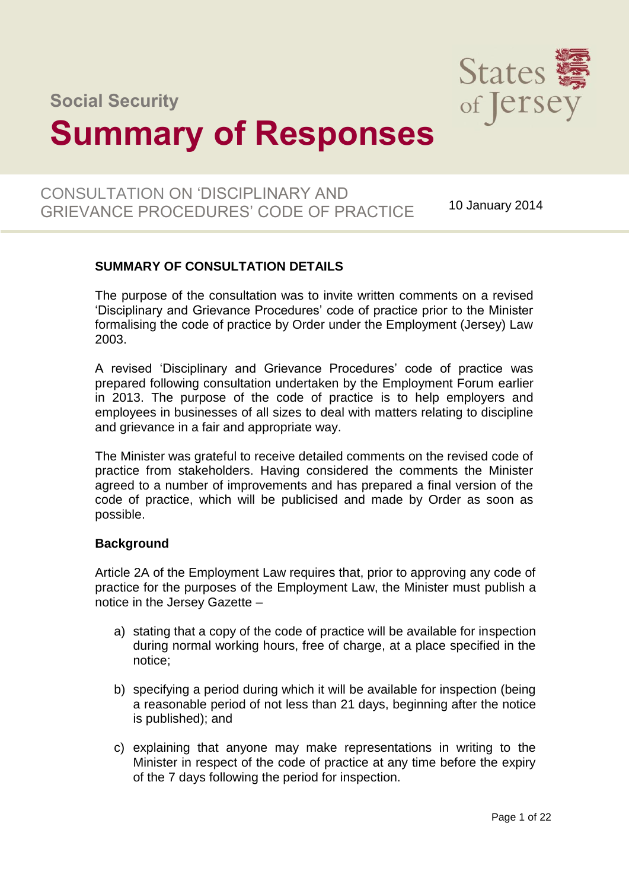Social Security

# Summary of Responses

## CONSULTATION ON 'DISCIPLINARY AND GRIEVANCE PROCEDURES' CODE OF PRACTICE

10 January 2014

### SUMMARY OF CONSULTATION DETAILS

The purpose of the consultation was to invite written comments on a revised 'Disciplinary and Grievance Procedures' code of practice prior to the Minister formalising the code of practice by Order under the Employment (Jersey) Law 2003.

A revised 'Disciplinary and Grievance Procedures' code of practice was prepared following consultation undertaken by the Employment Forum earlier in 2013. The purpose of the code of practice is to help employers and employees in businesses of all sizes to deal with matters relating to discipline and grievance in a fair and appropriate way.

The Minister was grateful to receive detailed comments on the revised code of practice from stakeholders. Having considered the comments the Minister agreed to a number of improvements and has prepared a final version of the code of practice, which will be publicised and made by Order as soon as possible.

**Background**

Article 2A of the Employment Law requires that, prior to approving any code of practice for the purposes of the Employment Law, the Minister must publish a notice in the Jersey Gazette –

a) stating that a copy of the code of practice will be available for inspection during normal working hours, free of charge, at a place specified in the notice;

b) specifying a period during which it will be available for inspection (being a reasonable period of not less than 21 days, beginning after the notice is published); and

c) explaining that anyone may make representations in writing to the Minister in respect of the code of practice at any time before the expiry of the 7 days following the period for inspection.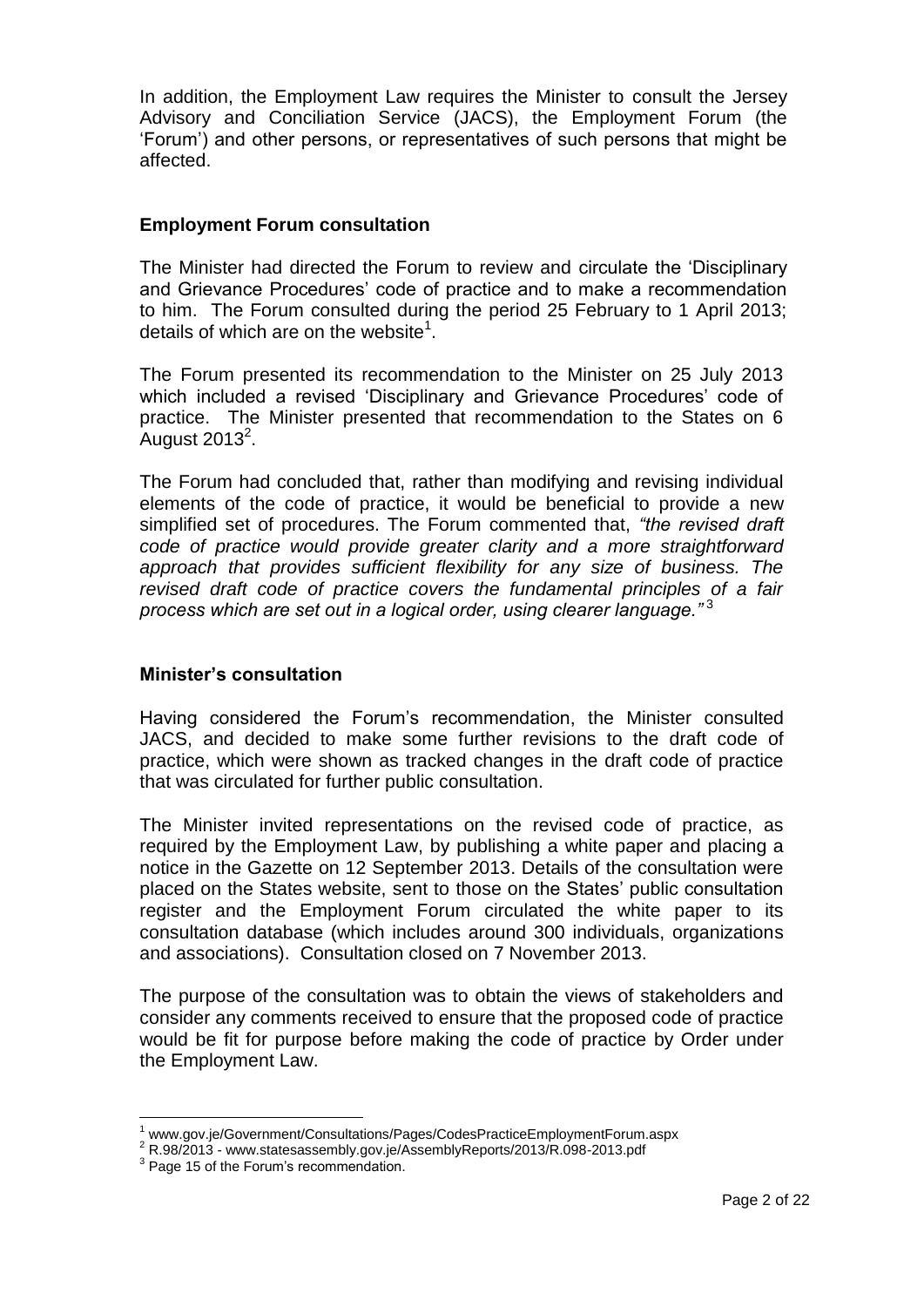In addition, the Employment Law requires the Minister to consult the Jersey Advisory and Conciliation Service (JACS), the Employment Forum (the 'Forum') and other persons, or representatives of such persons that might be affected.

## Employment Forum consultation

The Minister had directed the Forum to review and circulate the 'Disciplinary and Grievance Procedures' code of practice and to make a recommendation to him. The Forum consulted during the period 25 February to 1 April 2013; details of which are on the website[1].

The Forum presented its recommendation to the Minister on 25 July 2013 which included a revised 'Disciplinary and Grievance Procedures' code of practice. The Minister presented that recommendation to the States on 6 August 2013[2].

The Forum had concluded that, rather than modifying and revising individual elements of the code of practice, it would be beneficial to provide a new simplified set of procedures. The Forum commented that, *"the revised draft code of practice would provide greater clarity and a more straightforward approach that provides sufficient flexibility for any size of business. The revised draft code of practice covers the fundamental principles of a fair process which are set out in a logical order, using clearer language."*[3]

## Minister's consultation

Having considered the Forum's recommendation, the Minister consulted JACS, and decided to make some further revisions to the draft code of practice, which were shown as tracked changes in the draft code of practice that was circulated for further public consultation.

The Minister invited representations on the revised code of practice, as required by the Employment Law, by publishing a white paper and placing a notice in the Gazette on 12 September 2013. Details of the consultation were placed on the States website, sent to those on the States' public consultation register and the Employment Forum circulated the white paper to its consultation database (which includes around 300 individuals, organizations and associations). Consultation closed on 7 November 2013.

The purpose of the consultation was to obtain the views of stakeholders and consider any comments received to ensure that the proposed code of practice would be fit for purpose before making the code of practice by Order under the Employment Law.

---

[1] www.gov.je/Government/Consultations/Pages/CodesPracticeEmploymentForum.aspx

[2] R.98/2013 - www.statesassembly.gov.je/AssemblyReports/2013/R.098-2013.pdf

[3] Page 15 of the Forum's recommendation.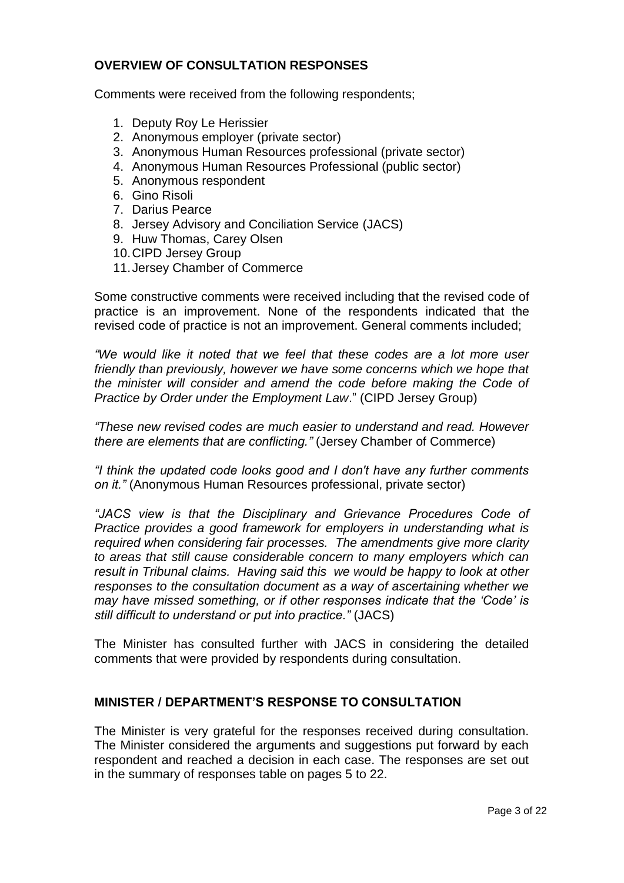## OVERVIEW OF CONSULTATION RESPONSES

Comments were received from the following respondents;

1. Deputy Roy Le Herissier
2. Anonymous employer (private sector)
3. Anonymous Human Resources professional (private sector)
4. Anonymous Human Resources Professional (public sector)
5. Anonymous respondent
6. Gino Risoli
7. Darius Pearce
8. Jersey Advisory and Conciliation Service (JACS)
9. Huw Thomas, Carey Olsen
10. CIPD Jersey Group
11. Jersey Chamber of Commerce

Some constructive comments were received including that the revised code of practice is an improvement. None of the respondents indicated that the revised code of practice is not an improvement. General comments included;

*"We would like it noted that we feel that these codes are a lot more user friendly than previously, however we have some concerns which we hope that the minister will consider and amend the code before making the Code of Practice by Order under the Employment Law*." (CIPD Jersey Group)

*"These new revised codes are much easier to understand and read. However there are elements that are conflicting."* (Jersey Chamber of Commerce)

*"I think the updated code looks good and I don't have any further comments on it."* (Anonymous Human Resources professional, private sector)

*"JACS view is that the Disciplinary and Grievance Procedures Code of Practice provides a good framework for employers in understanding what is required when considering fair processes. The amendments give more clarity to areas that still cause considerable concern to many employers which can result in Tribunal claims. Having said this we would be happy to look at other responses to the consultation document as a way of ascertaining whether we may have missed something, or if other responses indicate that the 'Code' is still difficult to understand or put into practice."* (JACS)

The Minister has consulted further with JACS in considering the detailed comments that were provided by respondents during consultation.

## MINISTER / DEPARTMENT'S RESPONSE TO CONSULTATION

The Minister is very grateful for the responses received during consultation. The Minister considered the arguments and suggestions put forward by each respondent and reached a decision in each case. The responses are set out in the summary of responses table on pages 5 to 22.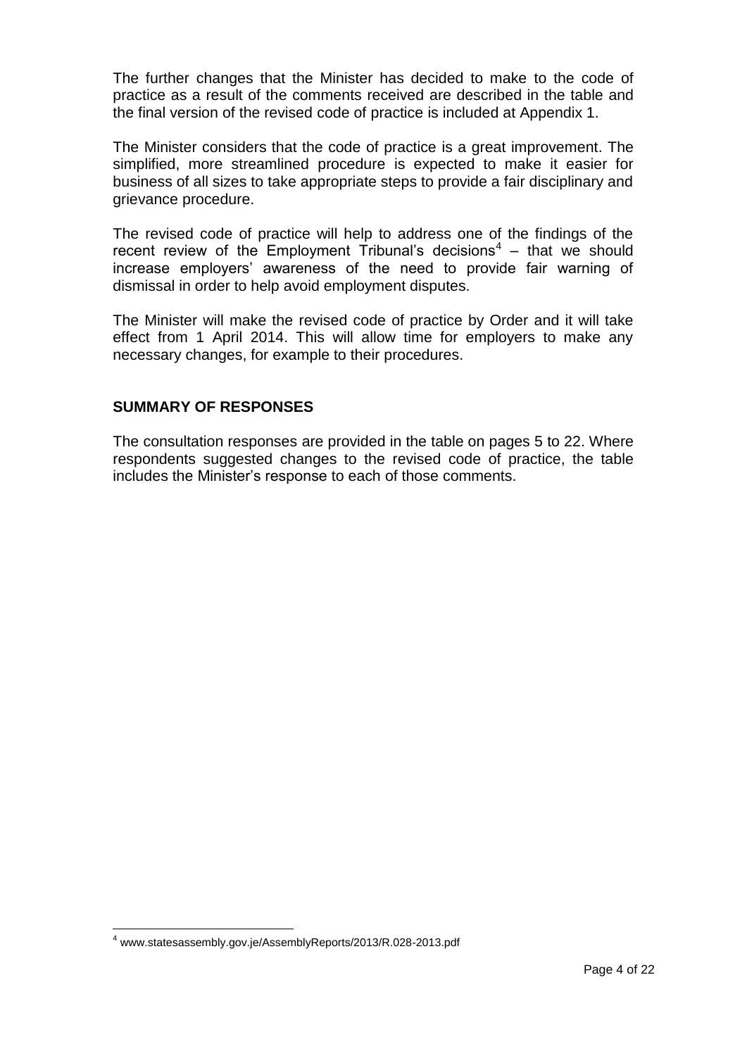The further changes that the Minister has decided to make to the code of practice as a result of the comments received are described in the table and the final version of the revised code of practice is included at Appendix 1.

The Minister considers that the code of practice is a great improvement. The simplified, more streamlined procedure is expected to make it easier for business of all sizes to take appropriate steps to provide a fair disciplinary and grievance procedure.

The revised code of practice will help to address one of the findings of the recent review of the Employment Tribunal's decisions[4] – that we should increase employers' awareness of the need to provide fair warning of dismissal in order to help avoid employment disputes.

The Minister will make the revised code of practice by Order and it will take effect from 1 April 2014. This will allow time for employers to make any necessary changes, for example to their procedures.

## SUMMARY OF RESPONSES

The consultation responses are provided in the table on pages 5 to 22. Where respondents suggested changes to the revised code of practice, the table includes the Minister's response to each of those comments.

[4] www.statesassembly.gov.je/AssemblyReports/2013/R.028-2013.pdf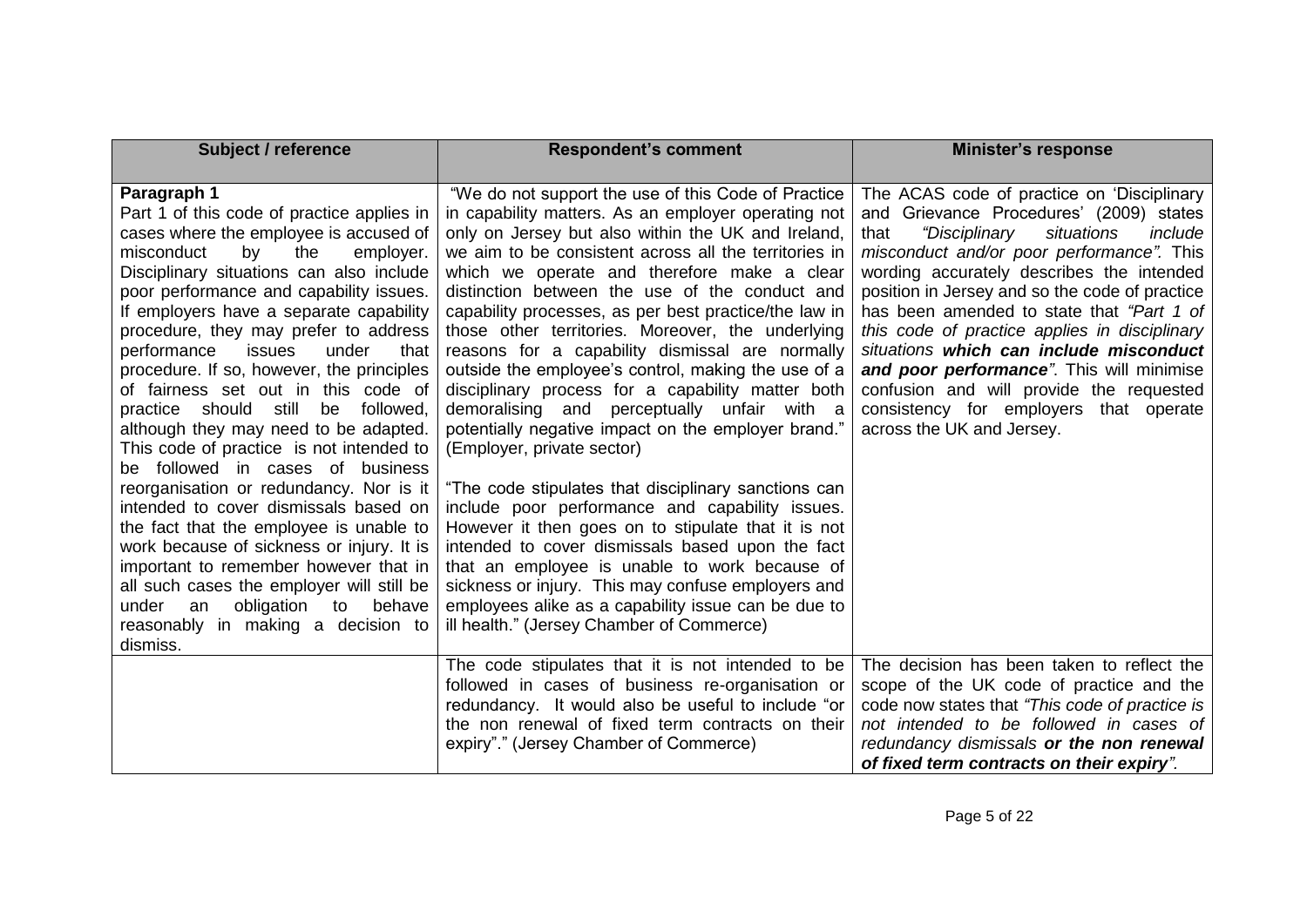| Subject / reference | Respondent's comment | Minister's response |
|---|---|---|
| **Paragraph 1**<br>Part 1 of this code of practice applies in cases where the employee is accused of misconduct by the employer. Disciplinary situations can also include poor performance and capability issues. If employers have a separate capability procedure, they may prefer to address performance issues under that procedure. If so, however, the principles of fairness set out in this code of practice should still be followed, although they may need to be adapted. This code of practice is not intended to be followed in cases of business reorganisation or redundancy. Nor is it intended to cover dismissals based on the fact that the employee is unable to work because of sickness or injury. It is important to remember however that in all such cases the employer will still be under an obligation to behave reasonably in making a decision to dismiss. | "We do not support the use of this Code of Practice in capability matters. As an employer operating not only on Jersey but also within the UK and Ireland, we aim to be consistent across all the territories in which we operate and therefore make a clear distinction between the use of the conduct and capability processes, as per best practice/the law in those other territories. Moreover, the underlying reasons for a capability dismissal are normally outside the employee's control, making the use of a disciplinary process for a capability matter both demoralising and perceptually unfair with a potentially negative impact on the employer brand." (Employer, private sector)<br><br>"The code stipulates that disciplinary sanctions can include poor performance and capability issues. However it then goes on to stipulate that it is not intended to cover dismissals based upon the fact that an employee is unable to work because of sickness or injury. This may confuse employers and employees alike as a capability issue can be due to ill health." (Jersey Chamber of Commerce) | The ACAS code of practice on 'Disciplinary and Grievance Procedures' (2009) states that *"Disciplinary situations include misconduct and/or poor performance"*. This wording accurately describes the intended position in Jersey and so the code of practice has been amended to state that *"Part 1 of this code of practice applies in disciplinary situations **which can include misconduct and poor performance**"*. This will minimise confusion and will provide the requested consistency for employers that operate across the UK and Jersey. |
| | The code stipulates that it is not intended to be followed in cases of business re-organisation or redundancy. It would also be useful to include "or the non renewal of fixed term contracts on their expiry"." (Jersey Chamber of Commerce) | The decision has been taken to reflect the scope of the UK code of practice and the code now states that *"This code of practice is not intended to be followed in cases of redundancy dismissals **or the non renewal of fixed term contracts on their expiry**"*. |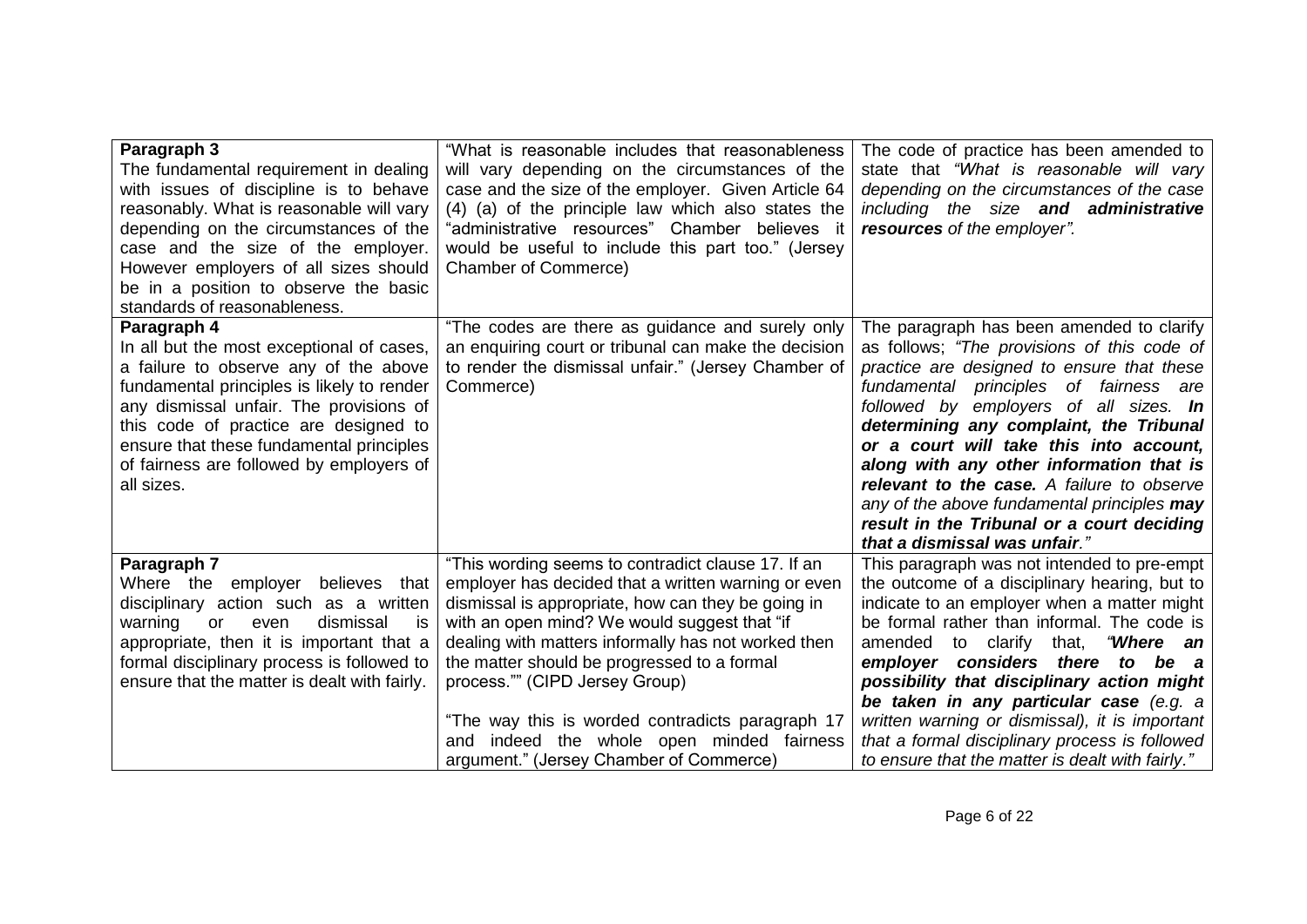| **Paragraph 3**<br>The fundamental requirement in dealing with issues of discipline is to behave reasonably. What is reasonable will vary depending on the circumstances of the case and the size of the employer. However employers of all sizes should be in a position to observe the basic standards of reasonableness. | "What is reasonable includes that reasonableness will vary depending on the circumstances of the case and the size of the employer. Given Article 64 (4) (a) of the principle law which also states the "administrative resources" Chamber believes it would be useful to include this part too." (Jersey Chamber of Commerce) | The code of practice has been amended to state that *"What is reasonable will vary depending on the circumstances of the case including the size **and administrative resources** of the employer".* |
|---|---|---|
| **Paragraph 4**<br>In all but the most exceptional of cases, a failure to observe any of the above fundamental principles is likely to render any dismissal unfair. The provisions of this code of practice are designed to ensure that these fundamental principles of fairness are followed by employers of all sizes. | "The codes are there as guidance and surely only an enquiring court or tribunal can make the decision to render the dismissal unfair." (Jersey Chamber of Commerce) | The paragraph has been amended to clarify as follows; *"The provisions of this code of practice are designed to ensure that these fundamental principles of fairness are followed by employers of all sizes. **In determining any complaint, the Tribunal or a court will take this into account, along with any other information that is relevant to the case.** A failure to observe any of the above fundamental principles **may result in the Tribunal or a court deciding that a dismissal was unfair**."* |
| **Paragraph 7**<br>Where the employer believes that disciplinary action such as a written warning or even dismissal is appropriate, then it is important that a formal disciplinary process is followed to ensure that the matter is dealt with fairly. | "This wording seems to contradict clause 17. If an employer has decided that a written warning or even dismissal is appropriate, how can they be going in with an open mind? We would suggest that "if dealing with matters informally has not worked then the matter should be progressed to a formal process."" (CIPD Jersey Group)<br><br>"The way this is worded contradicts paragraph 17 and indeed the whole open minded fairness argument." (Jersey Chamber of Commerce) | This paragraph was not intended to pre-empt the outcome of a disciplinary hearing, but to indicate to an employer when a matter might be formal rather than informal. The code is amended to clarify that, *"**Where an employer considers there to be a possibility that disciplinary action might be taken in any particular case** (e.g. a written warning or dismissal), it is important that a formal disciplinary process is followed to ensure that the matter is dealt with fairly."* |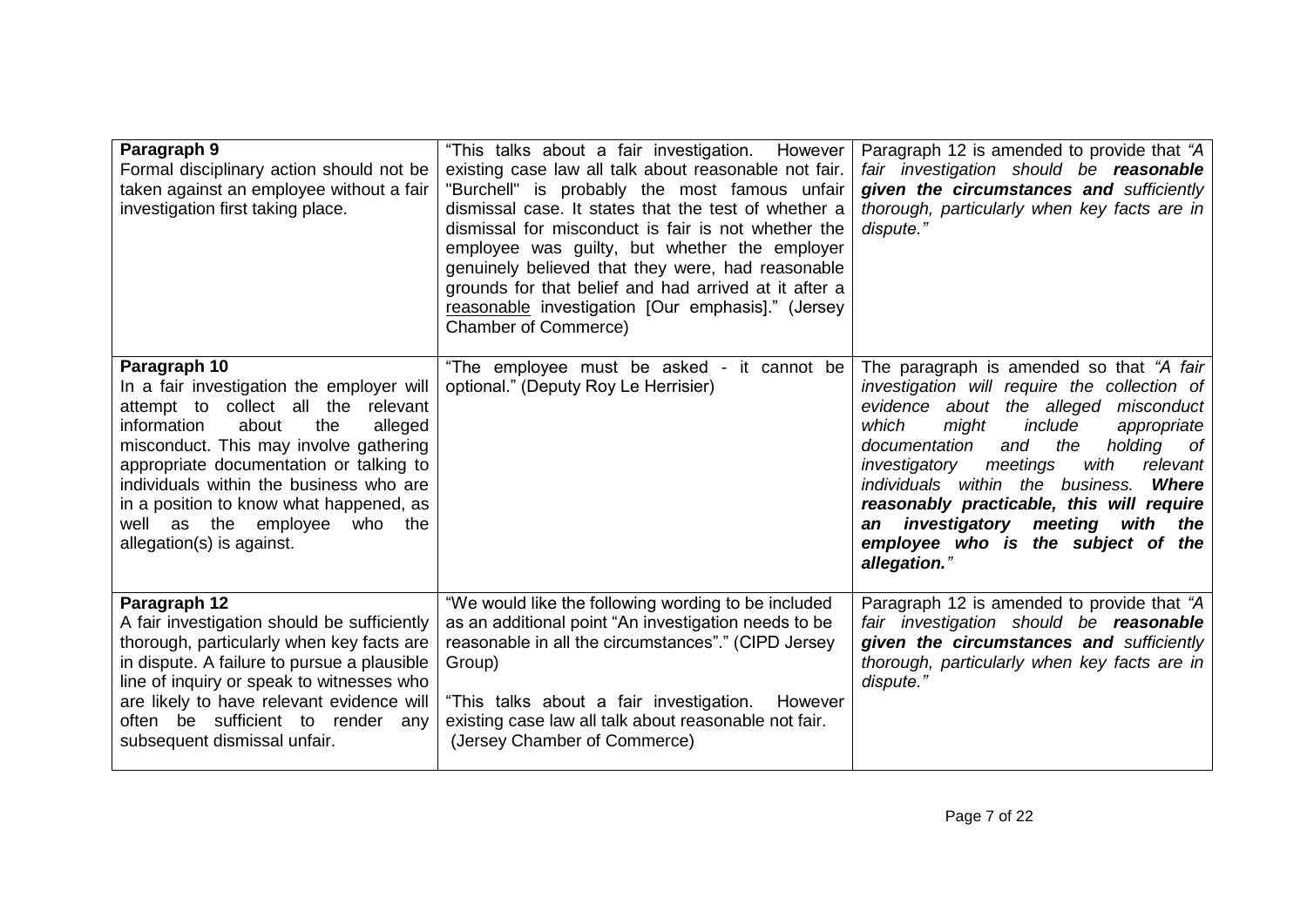| | | |
|---|---|---|
| **Paragraph 9**<br>Formal disciplinary action should not be taken against an employee without a fair investigation first taking place. | "This talks about a fair investigation. However existing case law all talk about reasonable not fair. "Burchell" is probably the most famous unfair dismissal case. It states that the test of whether a dismissal for misconduct is fair is not whether the employee was guilty, but whether the employer genuinely believed that they were, had reasonable grounds for that belief and had arrived at it after a reasonable investigation [Our emphasis]." (Jersey Chamber of Commerce) | Paragraph 12 is amended to provide that *"A fair investigation should be **reasonable given the circumstances and** sufficiently thorough, particularly when key facts are in dispute."* |
| **Paragraph 10**<br>In a fair investigation the employer will attempt to collect all the relevant information about the alleged misconduct. This may involve gathering appropriate documentation or talking to individuals within the business who are in a position to know what happened, as well as the employee who the allegation(s) is against. | "The employee must be asked - it cannot be optional." (Deputy Roy Le Herrisier) | The paragraph is amended so that *"A fair investigation will require the collection of evidence about the alleged misconduct which might include appropriate documentation and the holding of investigatory meetings with relevant individuals within the business. **Where reasonably practicable, this will require an investigatory meeting with the employee who is the subject of the allegation.**"* |
| **Paragraph 12**<br>A fair investigation should be sufficiently thorough, particularly when key facts are in dispute. A failure to pursue a plausible line of inquiry or speak to witnesses who are likely to have relevant evidence will often be sufficient to render any subsequent dismissal unfair. | "We would like the following wording to be included as an additional point "An investigation needs to be reasonable in all the circumstances"." (CIPD Jersey Group)<br><br>"This talks about a fair investigation. However existing case law all talk about reasonable not fair. (Jersey Chamber of Commerce) | Paragraph 12 is amended to provide that *"A fair investigation should be **reasonable given the circumstances and** sufficiently thorough, particularly when key facts are in dispute."* |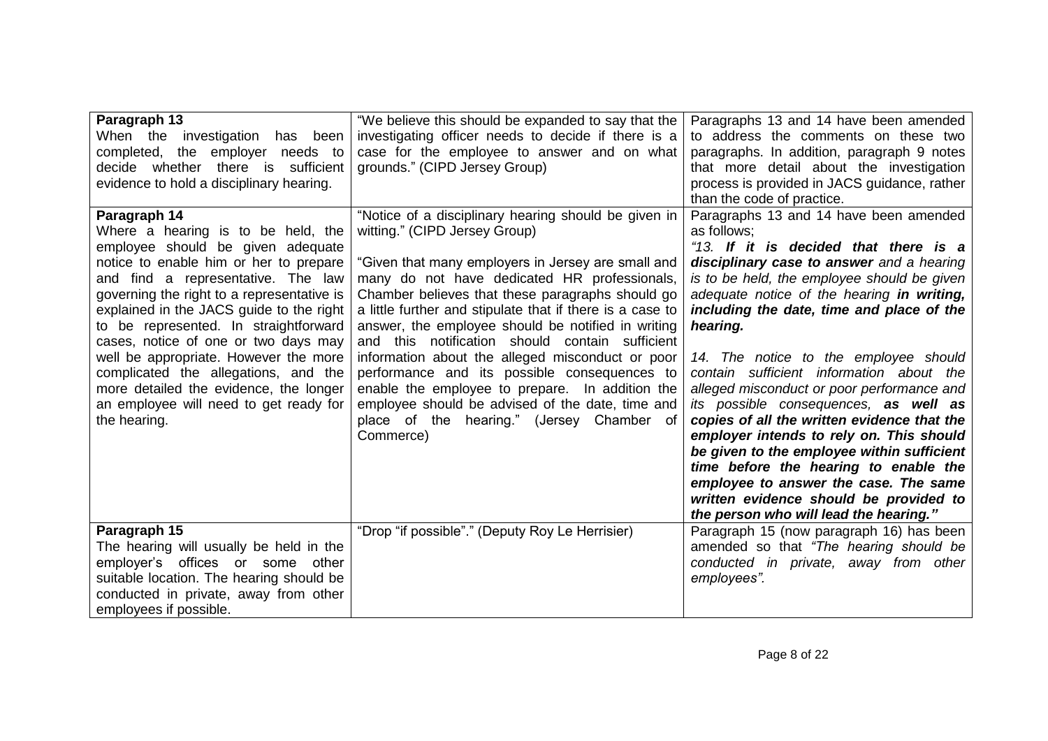| | | |
|---|---|---|
| **Paragraph 13**<br>When the investigation has been completed, the employer needs to decide whether there is sufficient evidence to hold a disciplinary hearing. | "We believe this should be expanded to say that the investigating officer needs to decide if there is a case for the employee to answer and on what grounds." (CIPD Jersey Group) | Paragraphs 13 and 14 have been amended to address the comments on these two paragraphs. In addition, paragraph 9 notes that more detail about the investigation process is provided in JACS guidance, rather than the code of practice. |
| **Paragraph 14**<br>Where a hearing is to be held, the employee should be given adequate notice to enable him or her to prepare and find a representative. The law governing the right to a representative is explained in the JACS guide to the right to be represented. In straightforward cases, notice of one or two days may well be appropriate. However the more complicated the allegations, and the more detailed the evidence, the longer an employee will need to get ready for the hearing. | "Notice of a disciplinary hearing should be given in witting." (CIPD Jersey Group)<br><br>"Given that many employers in Jersey are small and many do not have dedicated HR professionals, Chamber believes that these paragraphs should go a little further and stipulate that if there is a case to answer, the employee should be notified in writing and this notification should contain sufficient information about the alleged misconduct or poor performance and its possible consequences to enable the employee to prepare. In addition the employee should be advised of the date, time and place of the hearing." (Jersey Chamber of Commerce) | Paragraphs 13 and 14 have been amended as follows;<br>*"13. **If it is decided that there is a disciplinary case to answer** and a hearing is to be held, the employee should be given adequate notice of the hearing **in writing, including the date, time and place of the hearing.***<br><br>*14. The notice to the employee should contain sufficient information about the alleged misconduct or poor performance and its possible consequences, **as well as copies of all the written evidence that the employer intends to rely on. This should be given to the employee within sufficient time before the hearing to enable the employee to answer the case. The same written evidence should be provided to the person who will lead the hearing.**"* |
| **Paragraph 15**<br>The hearing will usually be held in the employer's offices or some other suitable location. The hearing should be conducted in private, away from other employees if possible. | "Drop "if possible"." (Deputy Roy Le Herrisier) | Paragraph 15 (now paragraph 16) has been amended so that *"The hearing should be conducted in private, away from other employees".* |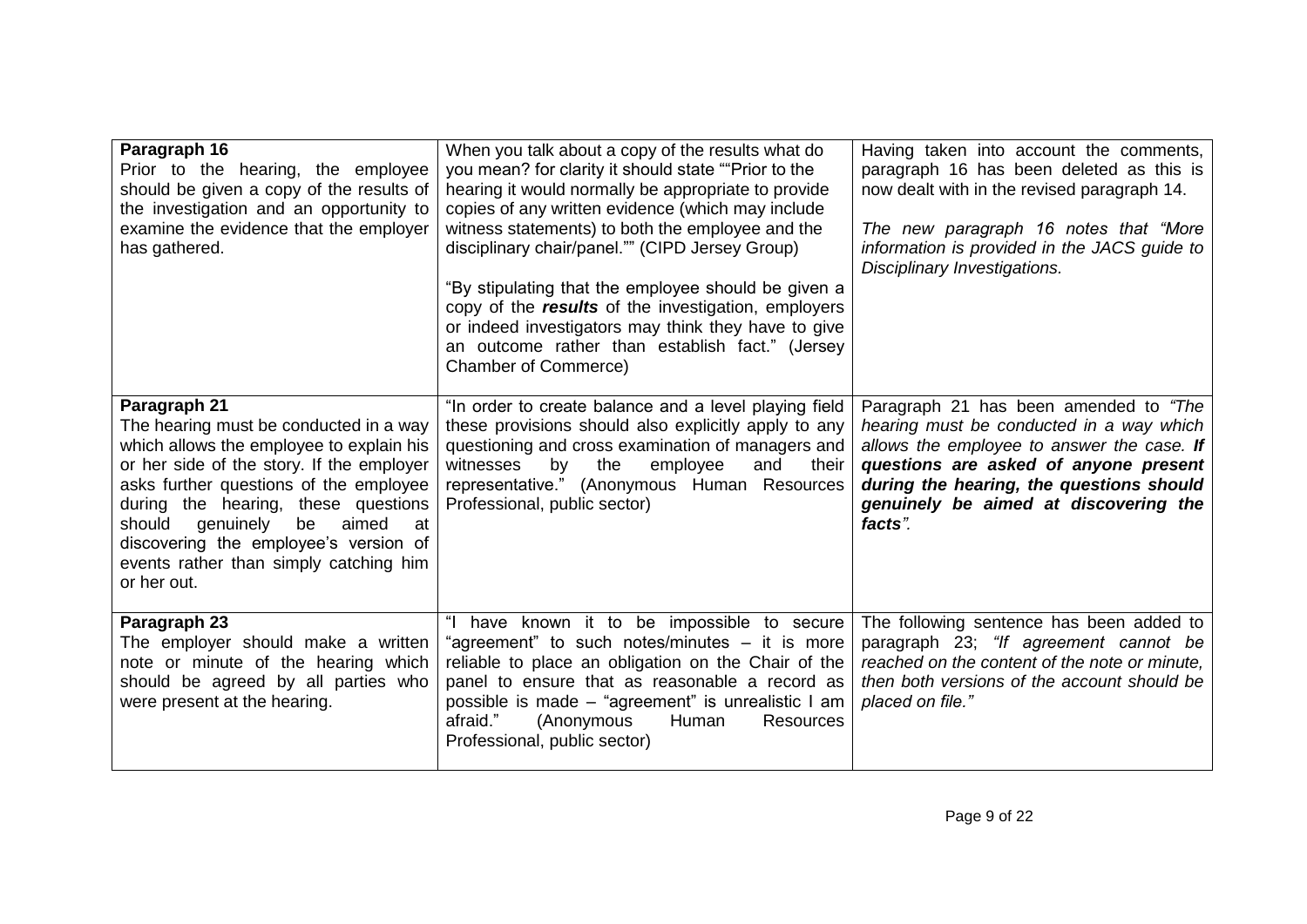| | | |
|---|---|---|
| **Paragraph 16**<br>Prior to the hearing, the employee should be given a copy of the results of the investigation and an opportunity to examine the evidence that the employer has gathered. | When you talk about a copy of the results what do you mean? for clarity it should state ""Prior to the hearing it would normally be appropriate to provide copies of any written evidence (which may include witness statements) to both the employee and the disciplinary chair/panel."" (CIPD Jersey Group)<br><br>"By stipulating that the employee should be given a copy of the ***results*** of the investigation, employers or indeed investigators may think they have to give an outcome rather than establish fact." (Jersey Chamber of Commerce) | Having taken into account the comments, paragraph 16 has been deleted as this is now dealt with in the revised paragraph 14.<br><br>*The new paragraph 16 notes that "More information is provided in the JACS guide to Disciplinary Investigations.* |
| **Paragraph 21**<br>The hearing must be conducted in a way which allows the employee to explain his or her side of the story. If the employer asks further questions of the employee during the hearing, these questions should genuinely be aimed at discovering the employee's version of events rather than simply catching him or her out. | "In order to create balance and a level playing field these provisions should also explicitly apply to any questioning and cross examination of managers and witnesses by the employee and their representative." (Anonymous Human Resources Professional, public sector) | Paragraph 21 has been amended to *"The hearing must be conducted in a way which allows the employee to answer the case. **If questions are asked of anyone present during the hearing, the questions should genuinely be aimed at discovering the facts**".* |
| **Paragraph 23**<br>The employer should make a written note or minute of the hearing which should be agreed by all parties who were present at the hearing. | "I have known it to be impossible to secure "agreement" to such notes/minutes – it is more reliable to place an obligation on the Chair of the panel to ensure that as reasonable a record as possible is made – "agreement" is unrealistic I am afraid." (Anonymous Human Resources Professional, public sector) | The following sentence has been added to paragraph 23; *"If agreement cannot be reached on the content of the note or minute, then both versions of the account should be placed on file."* |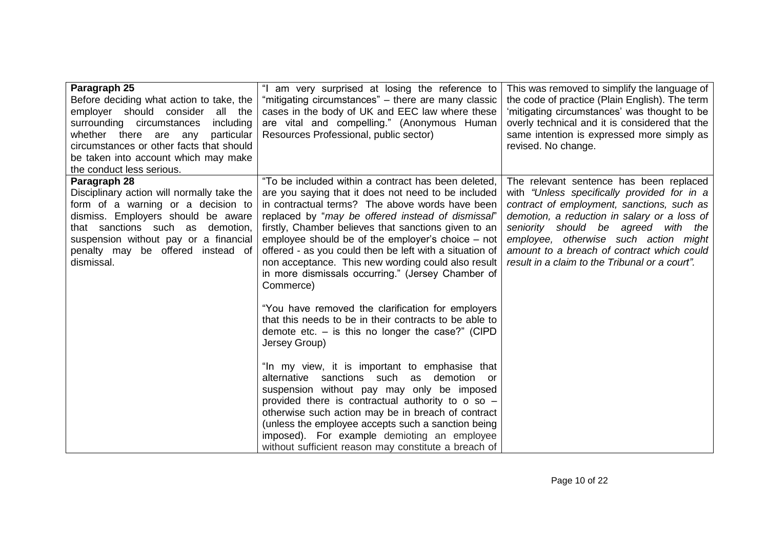| | | |
|---|---|---|
| **Paragraph 25**<br>Before deciding what action to take, the employer should consider all the surrounding circumstances including whether there are any particular circumstances or other facts that should be taken into account which may make the conduct less serious. | "I am very surprised at losing the reference to "mitigating circumstances" – there are many classic cases in the body of UK and EEC law where these are vital and compelling." (Anonymous Human Resources Professional, public sector) | This was removed to simplify the language of the code of practice (Plain English). The term 'mitigating circumstances' was thought to be overly technical and it is considered that the same intention is expressed more simply as revised. No change. |
| **Paragraph 28**<br>Disciplinary action will normally take the form of a warning or a decision to dismiss. Employers should be aware that sanctions such as demotion, suspension without pay or a financial penalty may be offered instead of dismissal. | "To be included within a contract has been deleted, are you saying that it does not need to be included in contractual terms? The above words have been replaced by "*may be offered instead of dismissal*" firstly, Chamber believes that sanctions given to an employee should be of the employer's choice – not offered - as you could then be left with a situation of non acceptance. This new wording could also result in more dismissals occurring." (Jersey Chamber of Commerce)<br><br>"You have removed the clarification for employers that this needs to be in their contracts to be able to demote etc. – is this no longer the case?" (CIPD Jersey Group)<br><br>"In my view, it is important to emphasise that alternative sanctions such as demotion or suspension without pay may only be imposed provided there is contractual authority to o so – otherwise such action may be in breach of contract (unless the employee accepts such a sanction being imposed). For example demioting an employee without sufficient reason may constitute a breach of | The relevant sentence has been replaced with *"Unless specifically provided for in a contract of employment, sanctions, such as demotion, a reduction in salary or a loss of seniority should be agreed with the employee, otherwise such action might amount to a breach of contract which could result in a claim to the Tribunal or a court".* |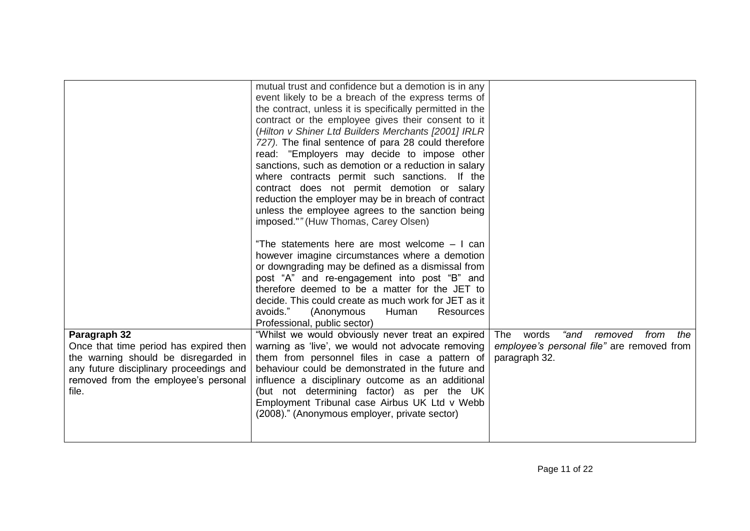| | | |
|---|---|---|
| | mutual trust and confidence but a demotion is in any event likely to be a breach of the express terms of the contract, unless it is specifically permitted in the contract or the employee gives their consent to it (*Hilton v Shiner Ltd Builders Merchants [2001] IRLR 727).* The final sentence of para 28 could therefore read: "Employers may decide to impose other sanctions, such as demotion or a reduction in salary where contracts permit such sanctions. If the contract does not permit demotion or salary reduction the employer may be in breach of contract unless the employee agrees to the sanction being imposed."*"* (Huw Thomas, Carey Olsen)<br><br>"The statements here are most welcome – I can however imagine circumstances where a demotion or downgrading may be defined as a dismissal from post "A" and re-engagement into post "B" and therefore deemed to be a matter for the JET to decide. This could create as much work for JET as it avoids." (Anonymous Human Resources Professional, public sector) | |
| **Paragraph 32**<br>Once that time period has expired then the warning should be disregarded in any future disciplinary proceedings and removed from the employee's personal file. | "Whilst we would obviously never treat an expired warning as 'live', we would not advocate removing them from personnel files in case a pattern of behaviour could be demonstrated in the future and influence a disciplinary outcome as an additional (but not determining factor) as per the UK Employment Tribunal case Airbus UK Ltd v Webb (2008)." (Anonymous employer, private sector) | The words *"and removed from the employee's personal file"* are removed from paragraph 32. |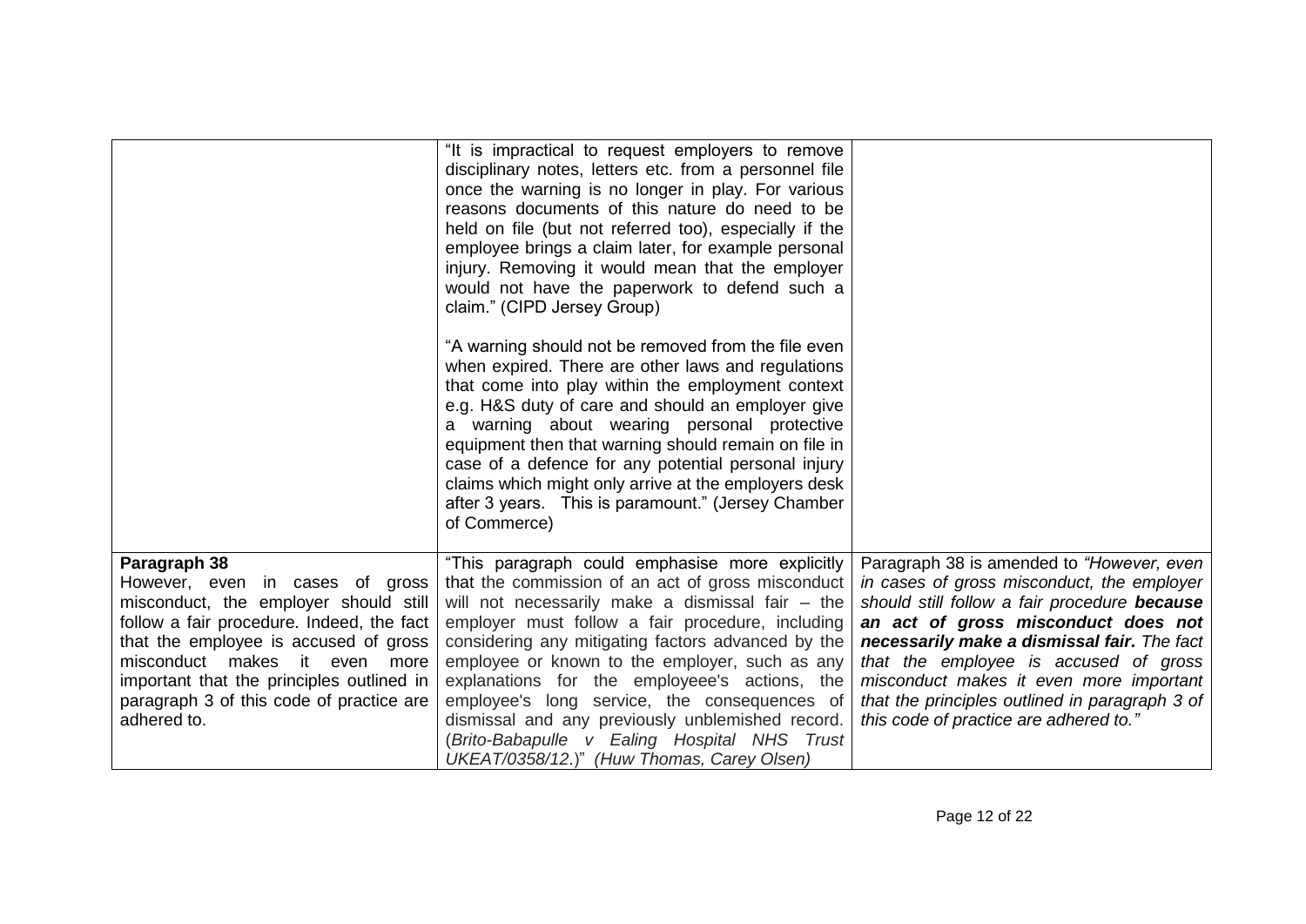| | | |
|---|---|---|
| | "It is impractical to request employers to remove disciplinary notes, letters etc. from a personnel file once the warning is no longer in play. For various reasons documents of this nature do need to be held on file (but not referred too), especially if the employee brings a claim later, for example personal injury. Removing it would mean that the employer would not have the paperwork to defend such a claim." (CIPD Jersey Group)<br><br>"A warning should not be removed from the file even when expired. There are other laws and regulations that come into play within the employment context e.g. H&S duty of care and should an employer give a warning about wearing personal protective equipment then that warning should remain on file in case of a defence for any potential personal injury claims which might only arrive at the employers desk after 3 years. This is paramount." (Jersey Chamber of Commerce) | |
| **Paragraph 38**<br>However, even in cases of gross misconduct, the employer should still follow a fair procedure. Indeed, the fact that the employee is accused of gross misconduct makes it even more important that the principles outlined in paragraph 3 of this code of practice are adhered to. | "This paragraph could emphasise more explicitly that the commission of an act of gross misconduct will not necessarily make a dismissal fair – the employer must follow a fair procedure, including considering any mitigating factors advanced by the employee or known to the employer, such as any explanations for the employeee's actions, the employee's long service, the consequences of dismissal and any previously unblemished record. (*Brito-Babapulle v Ealing Hospital NHS Trust UKEAT/0358/12*.)" *(Huw Thomas, Carey Olsen)* | Paragraph 38 is amended to *"However, even in cases of gross misconduct, the employer should still follow a fair procedure* ***because an act of gross misconduct does not necessarily make a dismissal fair.*** *The fact that the employee is accused of gross misconduct makes it even more important that the principles outlined in paragraph 3 of this code of practice are adhered to."* |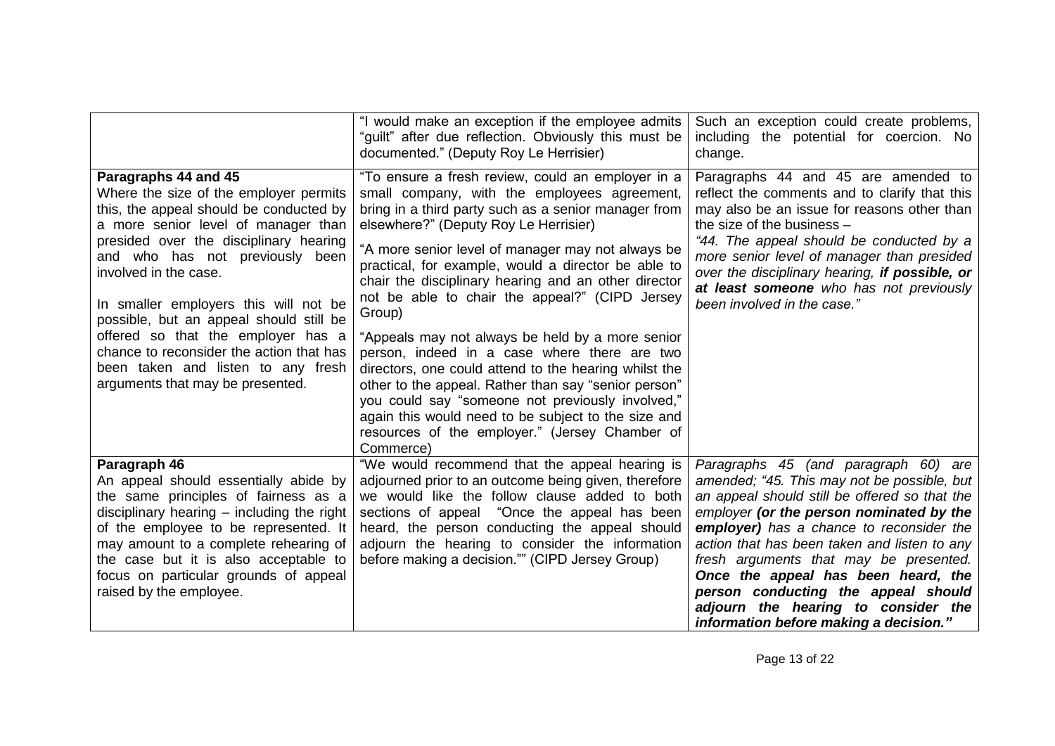| | | |
|---|---|---|
| | "I would make an exception if the employee admits "guilt" after due reflection. Obviously this must be documented." (Deputy Roy Le Herrisier) | Such an exception could create problems, including the potential for coercion. No change. |
| **Paragraphs 44 and 45**<br>Where the size of the employer permits this, the appeal should be conducted by a more senior level of manager than presided over the disciplinary hearing and who has not previously been involved in the case.<br><br>In smaller employers this will not be possible, but an appeal should still be offered so that the employer has a chance to reconsider the action that has been taken and listen to any fresh arguments that may be presented. | "To ensure a fresh review, could an employer in a small company, with the employees agreement, bring in a third party such as a senior manager from elsewhere?" (Deputy Roy Le Herrisier)<br><br>"A more senior level of manager may not always be practical, for example, would a director be able to chair the disciplinary hearing and an other director not be able to chair the appeal?" (CIPD Jersey Group)<br><br>"Appeals may not always be held by a more senior person, indeed in a case where there are two directors, one could attend to the hearing whilst the other to the appeal. Rather than say "senior person" you could say "someone not previously involved," again this would need to be subject to the size and resources of the employer." (Jersey Chamber of Commerce) | Paragraphs 44 and 45 are amended to reflect the comments and to clarify that this may also be an issue for reasons other than the size of the business –<br>*"44. The appeal should be conducted by a more senior level of manager than presided over the disciplinary hearing, **if possible, or at least someone** who has not previously been involved in the case."* |
| **Paragraph 46**<br>An appeal should essentially abide by the same principles of fairness as a disciplinary hearing – including the right of the employee to be represented. It may amount to a complete rehearing of the case but it is also acceptable to focus on particular grounds of appeal raised by the employee. | "We would recommend that the appeal hearing is adjourned prior to an outcome being given, therefore we would like the follow clause added to both sections of appeal "Once the appeal has been heard, the person conducting the appeal should adjourn the hearing to consider the information before making a decision."" (CIPD Jersey Group) | *Paragraphs 45 (and paragraph 60) are amended; "45. This may not be possible, but an appeal should still be offered so that the employer **(or the person nominated by the employer)** has a chance to reconsider the action that has been taken and listen to any fresh arguments that may be presented. **Once the appeal has been heard, the person conducting the appeal should adjourn the hearing to consider the information before making a decision."*** |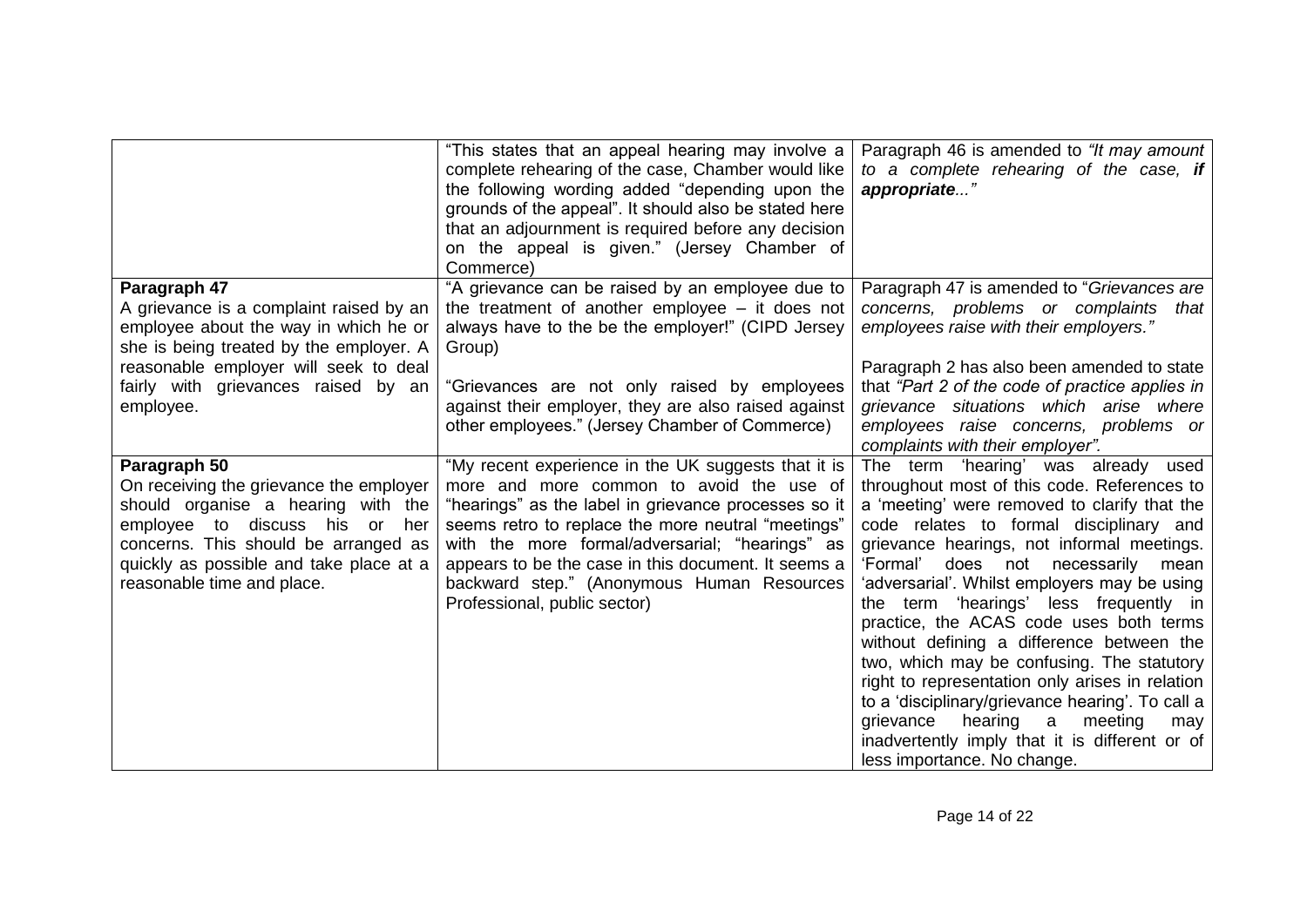| | | |
|---|---|---|
| | "This states that an appeal hearing may involve a complete rehearing of the case, Chamber would like the following wording added "depending upon the grounds of the appeal". It should also be stated here that an adjournment is required before any decision on the appeal is given." (Jersey Chamber of Commerce) | Paragraph 46 is amended to *"It may amount to a complete rehearing of the case, **if appropriate**..."* |
| **Paragraph 47**<br>A grievance is a complaint raised by an employee about the way in which he or she is being treated by the employer. A reasonable employer will seek to deal fairly with grievances raised by an employee. | "A grievance can be raised by an employee due to the treatment of another employee – it does not always have to the be the employer!" (CIPD Jersey Group)<br><br>"Grievances are not only raised by employees against their employer, they are also raised against other employees." (Jersey Chamber of Commerce) | Paragraph 47 is amended to "*Grievances are concerns, problems or complaints that employees raise with their employers.*"<br><br>Paragraph 2 has also been amended to state that *"Part 2 of the code of practice applies in grievance situations which arise where employees raise concerns, problems or complaints with their employer".* |
| **Paragraph 50**<br>On receiving the grievance the employer should organise a hearing with the employee to discuss his or her concerns. This should be arranged as quickly as possible and take place at a reasonable time and place. | "My recent experience in the UK suggests that it is more and more common to avoid the use of "hearings" as the label in grievance processes so it seems retro to replace the more neutral "meetings" with the more formal/adversarial; "hearings" as appears to be the case in this document. It seems a backward step." (Anonymous Human Resources Professional, public sector) | The term 'hearing' was already used throughout most of this code. References to a 'meeting' were removed to clarify that the code relates to formal disciplinary and grievance hearings, not informal meetings. 'Formal' does not necessarily mean 'adversarial'. Whilst employers may be using the term 'hearings' less frequently in practice, the ACAS code uses both terms without defining a difference between the two, which may be confusing. The statutory right to representation only arises in relation to a 'disciplinary/grievance hearing'. To call a grievance hearing a meeting may inadvertently imply that it is different or of less importance. No change. |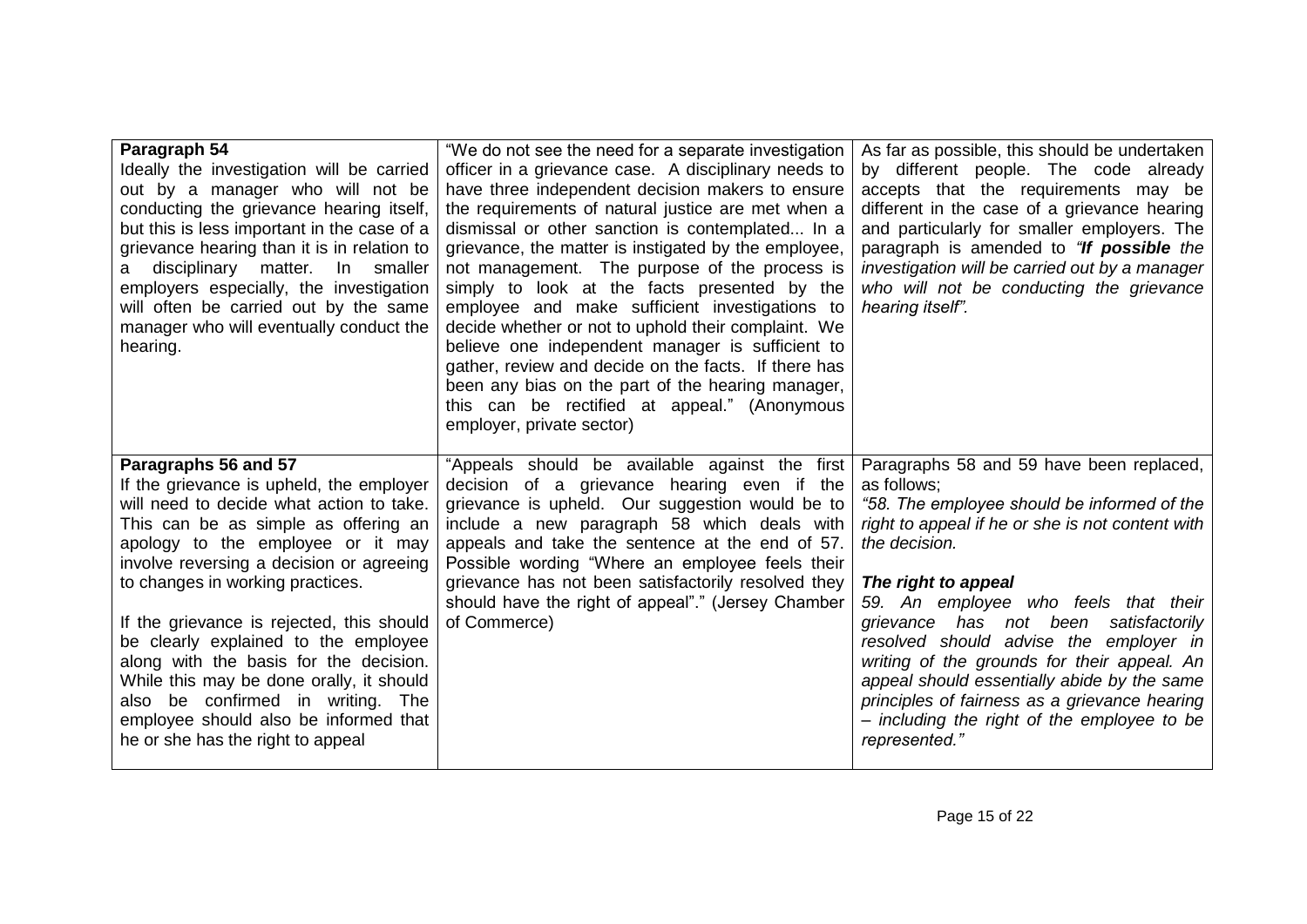| | | |
|---|---|---|
| **Paragraph 54**<br>Ideally the investigation will be carried out by a manager who will not be conducting the grievance hearing itself, but this is less important in the case of a grievance hearing than it is in relation to a disciplinary matter. In smaller employers especially, the investigation will often be carried out by the same manager who will eventually conduct the hearing. | "We do not see the need for a separate investigation officer in a grievance case. A disciplinary needs to have three independent decision makers to ensure the requirements of natural justice are met when a dismissal or other sanction is contemplated... In a grievance, the matter is instigated by the employee, not management. The purpose of the process is simply to look at the facts presented by the employee and make sufficient investigations to decide whether or not to uphold their complaint. We believe one independent manager is sufficient to gather, review and decide on the facts. If there has been any bias on the part of the hearing manager, this can be rectified at appeal." (Anonymous employer, private sector) | As far as possible, this should be undertaken by different people. The code already accepts that the requirements may be different in the case of a grievance hearing and particularly for smaller employers. The paragraph is amended to *"**If possible** the investigation will be carried out by a manager who will not be conducting the grievance hearing itself".* |
| **Paragraphs 56 and 57**<br>If the grievance is upheld, the employer will need to decide what action to take. This can be as simple as offering an apology to the employee or it may involve reversing a decision or agreeing to changes in working practices.<br><br>If the grievance is rejected, this should be clearly explained to the employee along with the basis for the decision. While this may be done orally, it should also be confirmed in writing. The employee should also be informed that he or she has the right to appeal | "Appeals should be available against the first decision of a grievance hearing even if the grievance is upheld. Our suggestion would be to include a new paragraph 58 which deals with appeals and take the sentence at the end of 57. Possible wording "Where an employee feels their grievance has not been satisfactorily resolved they should have the right of appeal"." (Jersey Chamber of Commerce) | Paragraphs 58 and 59 have been replaced, as follows;<br>*"58. The employee should be informed of the right to appeal if he or she is not content with the decision.*<br><br>***The right to appeal***<br>*59. An employee who feels that their grievance has not been satisfactorily resolved should advise the employer in writing of the grounds for their appeal. An appeal should essentially abide by the same principles of fairness as a grievance hearing – including the right of the employee to be represented."* |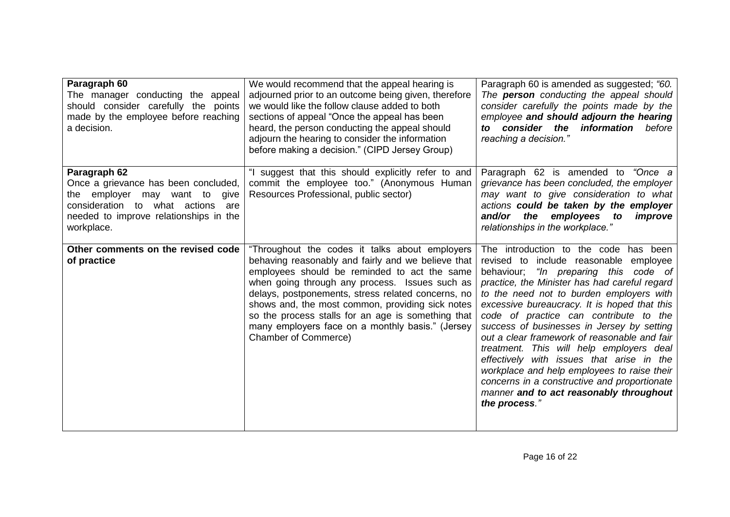| | | |
|---|---|---|
| **Paragraph 60**<br>The manager conducting the appeal should consider carefully the points made by the employee before reaching a decision. | We would recommend that the appeal hearing is adjourned prior to an outcome being given, therefore we would like the follow clause added to both sections of appeal "Once the appeal has been heard, the person conducting the appeal should adjourn the hearing to consider the information before making a decision." (CIPD Jersey Group) | Paragraph 60 is amended as suggested; *"60. The* ***person*** *conducting the appeal should consider carefully the points made by the employee* ***and should adjourn the hearing to consider the information*** *before reaching a decision."* |
| **Paragraph 62**<br>Once a grievance has been concluded, the employer may want to give consideration to what actions are needed to improve relationships in the workplace. | "I suggest that this should explicitly refer to and commit the employee too." (Anonymous Human Resources Professional, public sector) | Paragraph 62 is amended to *"Once a grievance has been concluded, the employer may want to give consideration to what actions* ***could be taken by the employer and/or the employees to improve*** *relationships in the workplace."* |
| **Other comments on the revised code of practice** | "Throughout the codes it talks about employers behaving reasonably and fairly and we believe that employees should be reminded to act the same when going through any process. Issues such as delays, postponements, stress related concerns, no shows and, the most common, providing sick notes so the process stalls for an age is something that many employers face on a monthly basis." (Jersey Chamber of Commerce) | The introduction to the code has been revised to include reasonable employee behaviour; *"In preparing this code of practice, the Minister has had careful regard to the need not to burden employers with excessive bureaucracy. It is hoped that this code of practice can contribute to the success of businesses in Jersey by setting out a clear framework of reasonable and fair treatment. This will help employers deal effectively with issues that arise in the workplace and help employees to raise their concerns in a constructive and proportionate manner* ***and to act reasonably throughout the process****."* |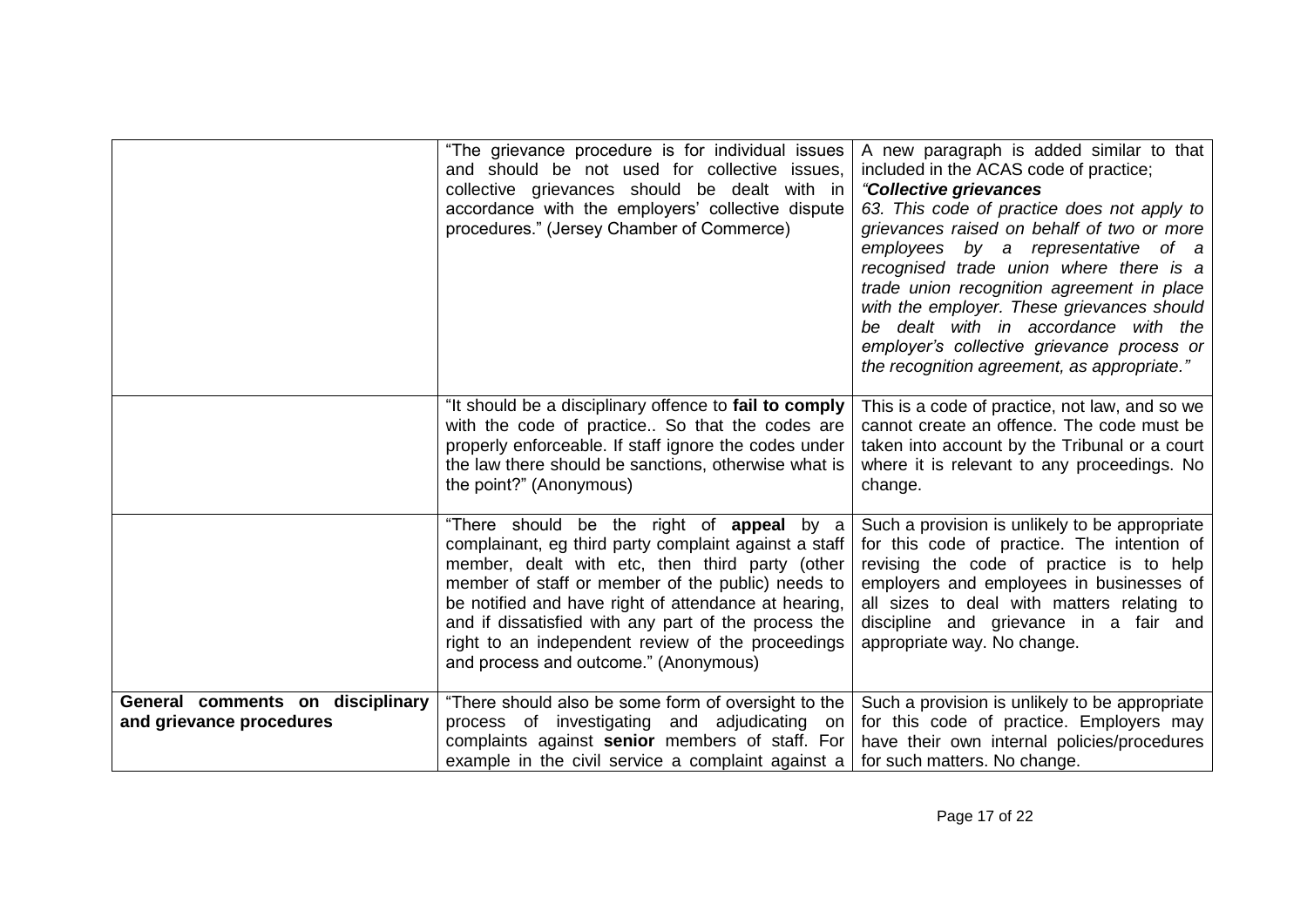| | | |
|---|---|---|
| | "The grievance procedure is for individual issues and should be not used for collective issues, collective grievances should be dealt with in accordance with the employers' collective dispute procedures." (Jersey Chamber of Commerce) | A new paragraph is added similar to that included in the ACAS code of practice; *"**Collective grievances** 63. This code of practice does not apply to grievances raised on behalf of two or more employees by a representative of a recognised trade union where there is a trade union recognition agreement in place with the employer. These grievances should be dealt with in accordance with the employer's collective grievance process or the recognition agreement, as appropriate."* |
| | "It should be a disciplinary offence to **fail to comply** with the code of practice.. So that the codes are properly enforceable. If staff ignore the codes under the law there should be sanctions, otherwise what is the point?" (Anonymous) | This is a code of practice, not law, and so we cannot create an offence. The code must be taken into account by the Tribunal or a court where it is relevant to any proceedings. No change. |
| | "There should be the right of **appeal** by a complainant, eg third party complaint against a staff member, dealt with etc, then third party (other member of staff or member of the public) needs to be notified and have right of attendance at hearing, and if dissatisfied with any part of the process the right to an independent review of the proceedings and process and outcome." (Anonymous) | Such a provision is unlikely to be appropriate for this code of practice. The intention of revising the code of practice is to help employers and employees in businesses of all sizes to deal with matters relating to discipline and grievance in a fair and appropriate way. No change. |
| **General comments on disciplinary and grievance procedures** | "There should also be some form of oversight to the process of investigating and adjudicating on complaints against **senior** members of staff. For example in the civil service a complaint against a | Such a provision is unlikely to be appropriate for this code of practice. Employers may have their own internal policies/procedures for such matters. No change. |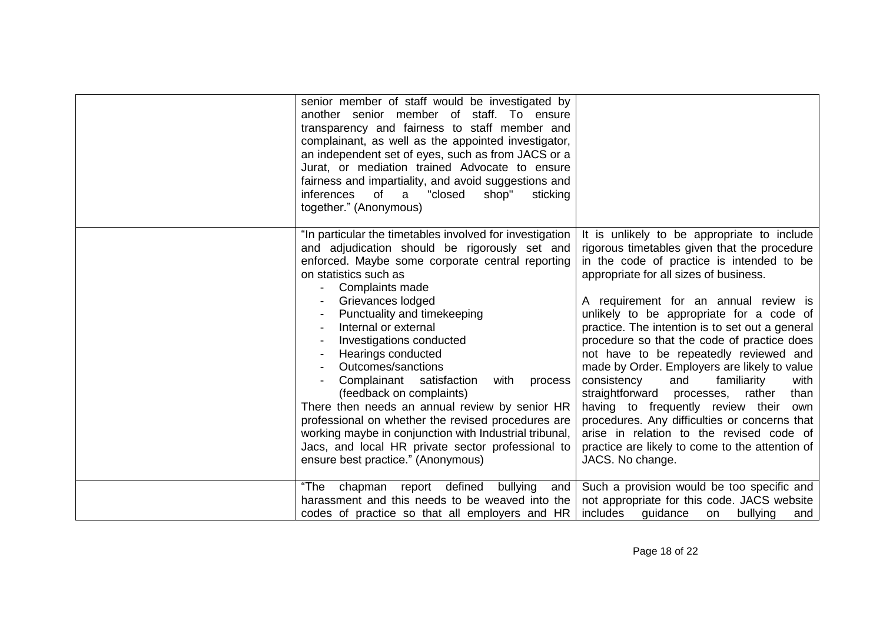| | | |
|---|---|---|
| | senior member of staff would be investigated by another senior member of staff. To ensure transparency and fairness to staff member and complainant, as well as the appointed investigator, an independent set of eyes, such as from JACS or a Jurat, or mediation trained Advocate to ensure fairness and impartiality, and avoid suggestions and inferences of a "closed shop" sticking together." (Anonymous) | |
| | "In particular the timetables involved for investigation and adjudication should be rigorously set and enforced. Maybe some corporate central reporting on statistics such as<br>- Complaints made<br>- Grievances lodged<br>- Punctuality and timekeeping<br>- Internal or external<br>- Investigations conducted<br>- Hearings conducted<br>- Outcomes/sanctions<br>- Complainant satisfaction with process (feedback on complaints)<br>There then needs an annual review by senior HR professional on whether the revised procedures are working maybe in conjunction with Industrial tribunal, Jacs, and local HR private sector professional to ensure best practice." (Anonymous) | It is unlikely to be appropriate to include rigorous timetables given that the procedure in the code of practice is intended to be appropriate for all sizes of business.<br><br>A requirement for an annual review is unlikely to be appropriate for a code of practice. The intention is to set out a general procedure so that the code of practice does not have to be repeatedly reviewed and made by Order. Employers are likely to value consistency and familiarity with straightforward processes, rather than having to frequently review their own procedures. Any difficulties or concerns that arise in relation to the revised code of practice are likely to come to the attention of JACS. No change. |
| | "The chapman report defined bullying and harassment and this needs to be weaved into the codes of practice so that all employers and HR | Such a provision would be too specific and not appropriate for this code. JACS website includes guidance on bullying and |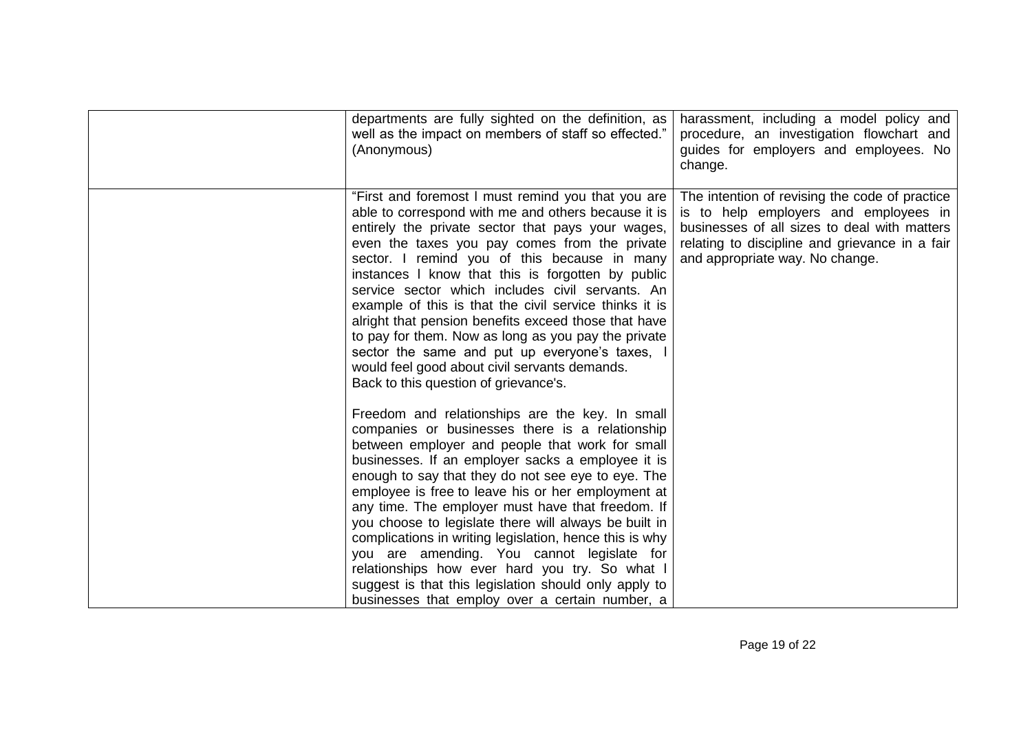| | | |
|---|---|---|
| | departments are fully sighted on the definition, as well as the impact on members of staff so effected." (Anonymous) | harassment, including a model policy and procedure, an investigation flowchart and guides for employers and employees. No change. |
| | "First and foremost I must remind you that you are able to correspond with me and others because it is entirely the private sector that pays your wages, even the taxes you pay comes from the private sector. I remind you of this because in many instances I know that this is forgotten by public service sector which includes civil servants. An example of this is that the civil service thinks it is alright that pension benefits exceed those that have to pay for them. Now as long as you pay the private sector the same and put up everyone's taxes, I would feel good about civil servants demands.<br>Back to this question of grievance's.<br><br>Freedom and relationships are the key. In small companies or businesses there is a relationship between employer and people that work for small businesses. If an employer sacks a employee it is enough to say that they do not see eye to eye. The employee is free to leave his or her employment at any time. The employer must have that freedom. If you choose to legislate there will always be built in complications in writing legislation, hence this is why you are amending. You cannot legislate for relationships how ever hard you try. So what I suggest is that this legislation should only apply to businesses that employ over a certain number, a | The intention of revising the code of practice is to help employers and employees in businesses of all sizes to deal with matters relating to discipline and grievance in a fair and appropriate way. No change. |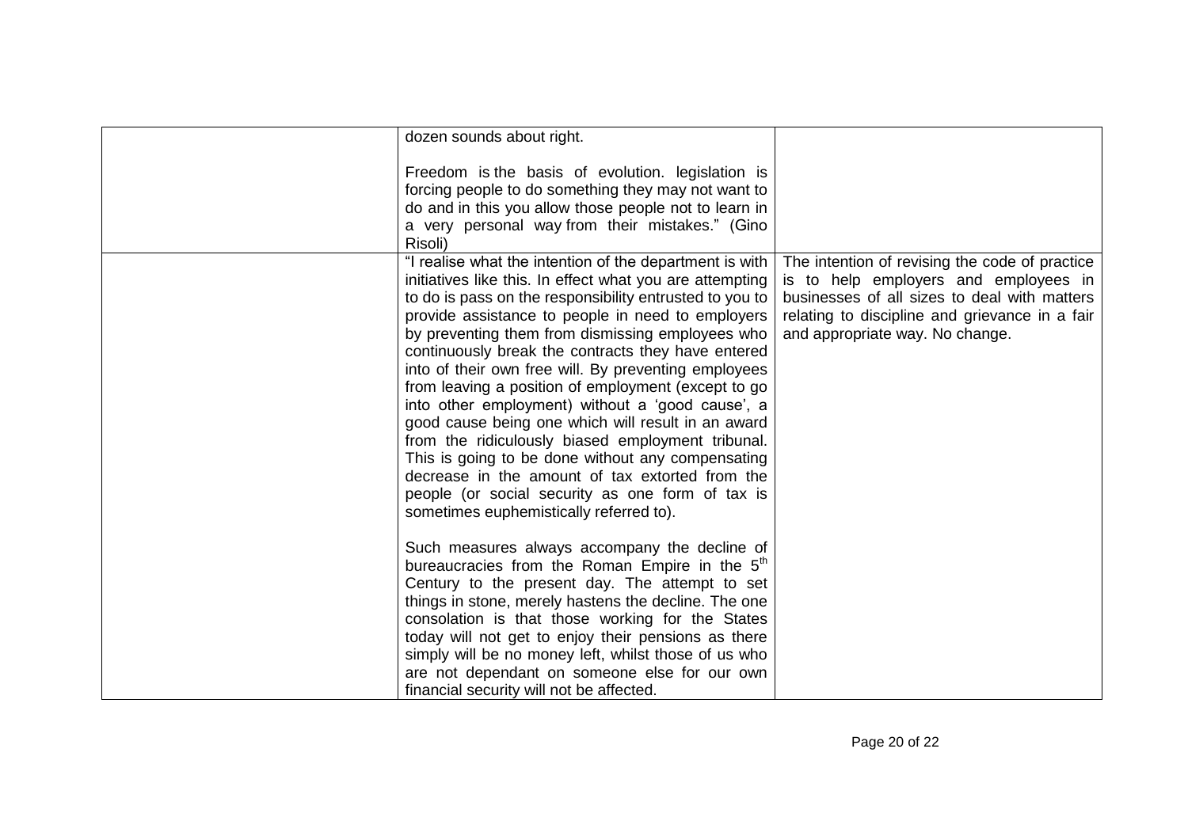| | | |
|---|---|---|
| | dozen sounds about right.<br><br>Freedom is the basis of evolution. legislation is forcing people to do something they may not want to do and in this you allow those people not to learn in a very personal way from their mistakes." (Gino Risoli) | |
| | "I realise what the intention of the department is with initiatives like this. In effect what you are attempting to do is pass on the responsibility entrusted to you to provide assistance to people in need to employers by preventing them from dismissing employees who continuously break the contracts they have entered into of their own free will. By preventing employees from leaving a position of employment (except to go into other employment) without a 'good cause', a good cause being one which will result in an award from the ridiculously biased employment tribunal. This is going to be done without any compensating decrease in the amount of tax extorted from the people (or social security as one form of tax is sometimes euphemistically referred to).<br><br>Such measures always accompany the decline of bureaucracies from the Roman Empire in the 5th Century to the present day. The attempt to set things in stone, merely hastens the decline. The one consolation is that those working for the States today will not get to enjoy their pensions as there simply will be no money left, whilst those of us who are not dependant on someone else for our own financial security will not be affected. | The intention of revising the code of practice is to help employers and employees in businesses of all sizes to deal with matters relating to discipline and grievance in a fair and appropriate way. No change. |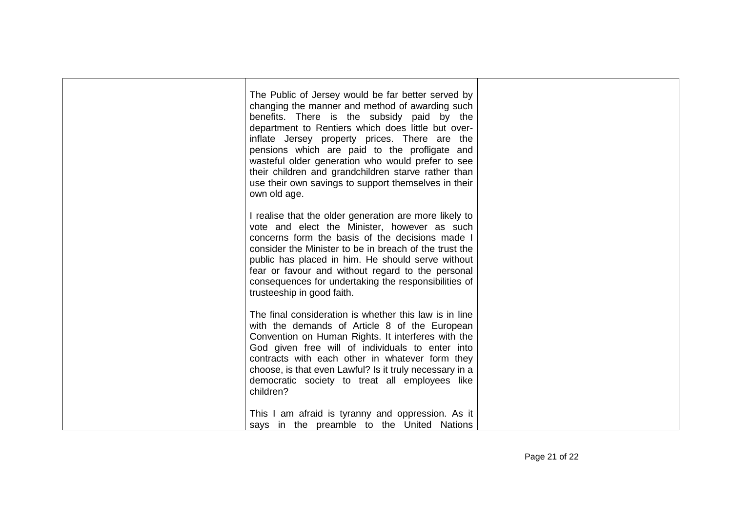| | | |
|---|---|---|
| | The Public of Jersey would be far better served by changing the manner and method of awarding such benefits. There is the subsidy paid by the department to Rentiers which does little but over-inflate Jersey property prices. There are the pensions which are paid to the profligate and wasteful older generation who would prefer to see their children and grandchildren starve rather than use their own savings to support themselves in their own old age.<br><br>I realise that the older generation are more likely to vote and elect the Minister, however as such concerns form the basis of the decisions made I consider the Minister to be in breach of the trust the public has placed in him. He should serve without fear or favour and without regard to the personal consequences for undertaking the responsibilities of trusteeship in good faith.<br><br>The final consideration is whether this law is in line with the demands of Article 8 of the European Convention on Human Rights. It interferes with the God given free will of individuals to enter into contracts with each other in whatever form they choose, is that even Lawful? Is it truly necessary in a democratic society to treat all employees like children?<br><br>This I am afraid is tyranny and oppression. As it says in the preamble to the United Nations | |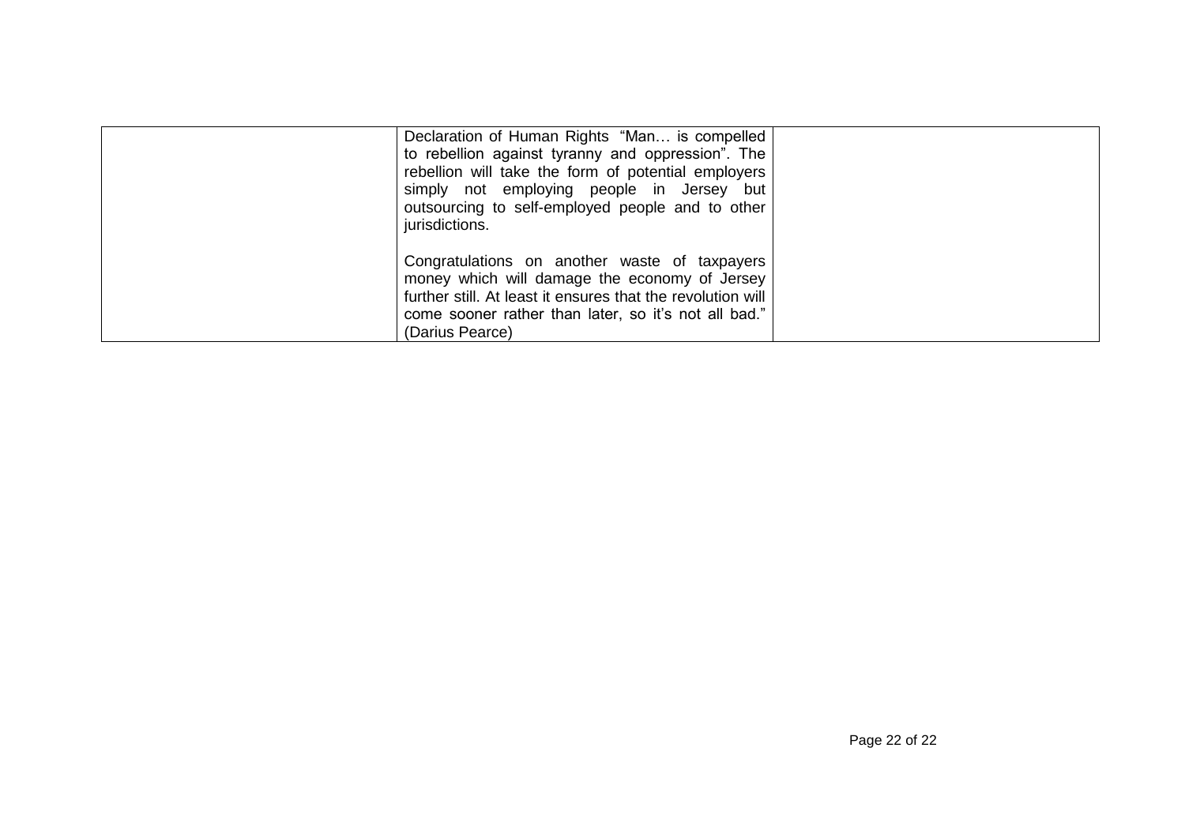| | | |
|---|---|---|
| | Declaration of Human Rights "Man… is compelled to rebellion against tyranny and oppression". The rebellion will take the form of potential employers simply not employing people in Jersey but outsourcing to self-employed people and to other jurisdictions.<br><br>Congratulations on another waste of taxpayers money which will damage the economy of Jersey further still. At least it ensures that the revolution will come sooner rather than later, so it's not all bad." (Darius Pearce) | |